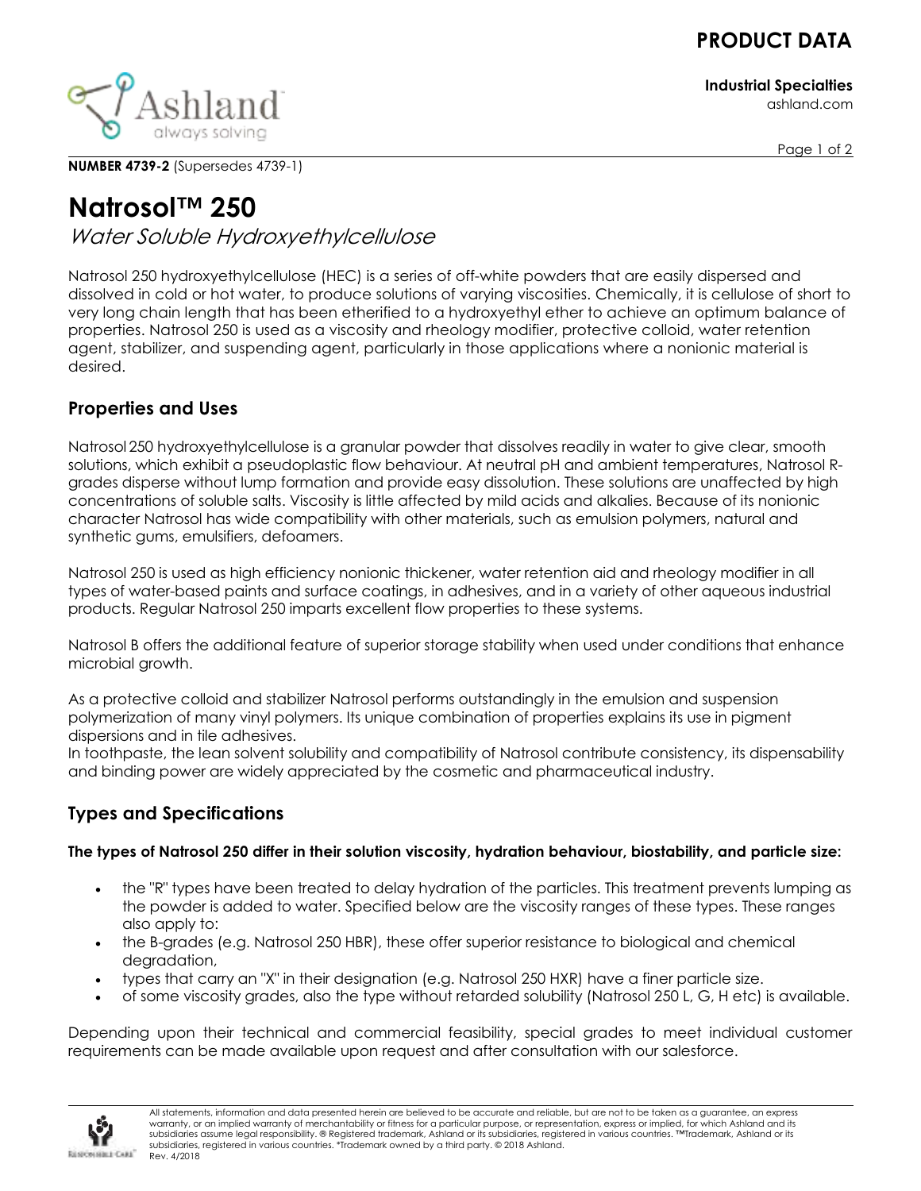# PRODUCT DATA

**Industrial Specialties**
ashland.com

**NUMBER 4739-2** (Supersedes 4739-1)

# Natrosol™ 250

*Water Soluble Hydroxyethylcellulose*

Natrosol 250 hydroxyethylcellulose (HEC) is a series of off-white powders that are easily dispersed and dissolved in cold or hot water, to produce solutions of varying viscosities. Chemically, it is cellulose of short to very long chain length that has been etherified to a hydroxyethyl ether to achieve an optimum balance of properties. Natrosol 250 is used as a viscosity and rheology modifier, protective colloid, water retention agent, stabilizer, and suspending agent, particularly in those applications where a nonionic material is desired.

## Properties and Uses

Natrosol 250 hydroxyethylcellulose is a granular powder that dissolves readily in water to give clear, smooth solutions, which exhibit a pseudoplastic flow behaviour. At neutral pH and ambient temperatures, Natrosol R-grades disperse without lump formation and provide easy dissolution. These solutions are unaffected by high concentrations of soluble salts. Viscosity is little affected by mild acids and alkalies. Because of its nonionic character Natrosol has wide compatibility with other materials, such as emulsion polymers, natural and synthetic gums, emulsifiers, defoamers.

Natrosol 250 is used as high efficiency nonionic thickener, water retention aid and rheology modifier in all types of water-based paints and surface coatings, in adhesives, and in a variety of other aqueous industrial products. Regular Natrosol 250 imparts excellent flow properties to these systems.

Natrosol B offers the additional feature of superior storage stability when used under conditions that enhance microbial growth.

As a protective colloid and stabilizer Natrosol performs outstandingly in the emulsion and suspension polymerization of many vinyl polymers. Its unique combination of properties explains its use in pigment dispersions and in tile adhesives.
In toothpaste, the lean solvent solubility and compatibility of Natrosol contribute consistency, its dispensability and binding power are widely appreciated by the cosmetic and pharmaceutical industry.

## Types and Specifications

**The types of Natrosol 250 differ in their solution viscosity, hydration behaviour, biostability, and particle size:**

- the "R" types have been treated to delay hydration of the particles. This treatment prevents lumping as the powder is added to water. Specified below are the viscosity ranges of these types. These ranges also apply to:
- the B-grades (e.g. Natrosol 250 HBR), these offer superior resistance to biological and chemical degradation,
- types that carry an "X" in their designation (e.g. Natrosol 250 HXR) have a finer particle size.
- of some viscosity grades, also the type without retarded solubility (Natrosol 250 L, G, H etc) is available.

Depending upon their technical and commercial feasibility, special grades to meet individual customer requirements can be made available upon request and after consultation with our salesforce.

All statements, information and data presented herein are believed to be accurate and reliable, but are not to be taken as a guarantee, an express warranty, or an implied warranty of merchantability or fitness for a particular purpose, or representation, express or implied, for which Ashland and its subsidiaries assume legal responsibility. ® Registered trademark, Ashland or its subsidiaries, registered in various countries. ™Trademark, Ashland or its subsidiaries, registered in various countries. *Trademark owned by a third party. © 2018 Ashland.
Rev. 4/2018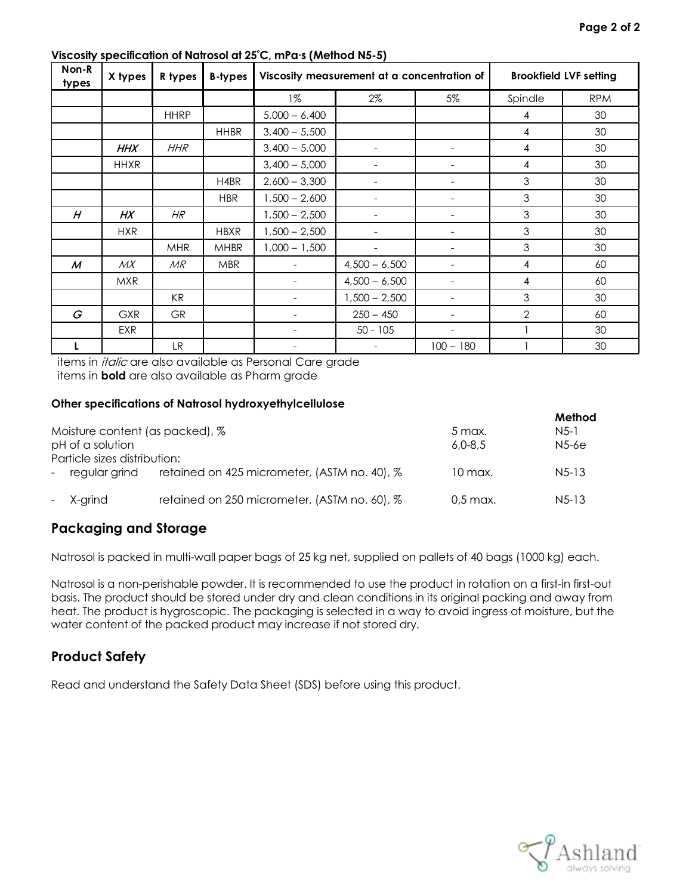**Viscosity specification of Natrosol at 25˚C, mPa·s (Method N5-5)**

| Non-R types | X types | R types | B-types | Viscosity measurement at a concentration of | | | Brookfield LVF setting | |
|---|---|---|---|---|---|---|---|---|
| | | | | 1% | 2% | 5% | Spindle | RPM |
| | | HHRP | | 5.000 – 6.400 | | | 4 | 30 |
| | | | HHBR | 3,400 – 5,500 | | | 4 | 30 |
| | ***HHX*** | *HHR* | | 3,400 – 5,000 | - | - | 4 | 30 |
| | HHXR | | | 3,400 – 5,000 | - | - | 4 | 30 |
| | | | H4BR | 2,600 – 3,300 | - | - | 3 | 30 |
| | | | HBR | 1,500 – 2,600 | - | - | 3 | 30 |
| *H* | ***HX*** | *HR* | | 1,500 – 2,500 | - | - | 3 | 30 |
| | HXR | | HBXR | 1,500 – 2,500 | - | - | 3 | 30 |
| | | MHR | MHBR | 1,000 – 1,500 | - | - | 3 | 30 |
| ***M*** | *MX* | *MR* | MBR | - | 4,500 – 6,500 | - | 4 | 60 |
| | MXR | | | - | 4,500 – 6,500 | - | 4 | 60 |
| | | KR | | - | 1,500 – 2,500 | - | 3 | 30 |
| *G* | GXR | GR | | - | 250 – 450 | - | 2 | 60 |
| | EXR | | | - | 50 - 105 | - | 1 | 30 |
| **L** | | LR | | - | - | 100 – 180 | 1 | 30 |

items in *italic* are also available as Personal Care grade
items in **bold** are also available as Pharm grade

**Other specifications of Natrosol hydroxyethylcellulose**

| | | | Method |
|---|---|---|---|
| Moisture content (as packed), % | | 5 max. | N5-1 |
| pH of a solution | | 6,0-8,5 | N5-6e |
| Particle sizes distribution: | | | |
| - regular grind | retained on 425 micrometer, (ASTM no. 40), % | 10 max. | N5-13 |
| - X-grind | retained on 250 micrometer, (ASTM no. 60), % | 0,5 max. | N5-13 |

## Packaging and Storage

Natrosol is packed in multi-wall paper bags of 25 kg net, supplied on pallets of 40 bags (1000 kg) each.

Natrosol is a non-perishable powder. It is recommended to use the product in rotation on a first-in first-out basis. The product should be stored under dry and clean conditions in its original packing and away from heat. The product is hygroscopic. The packaging is selected in a way to avoid ingress of moisture, but the water content of the packed product may increase if not stored dry.

## Product Safety

Read and understand the Safety Data Sheet (SDS) before using this product.

Ashland
always solving